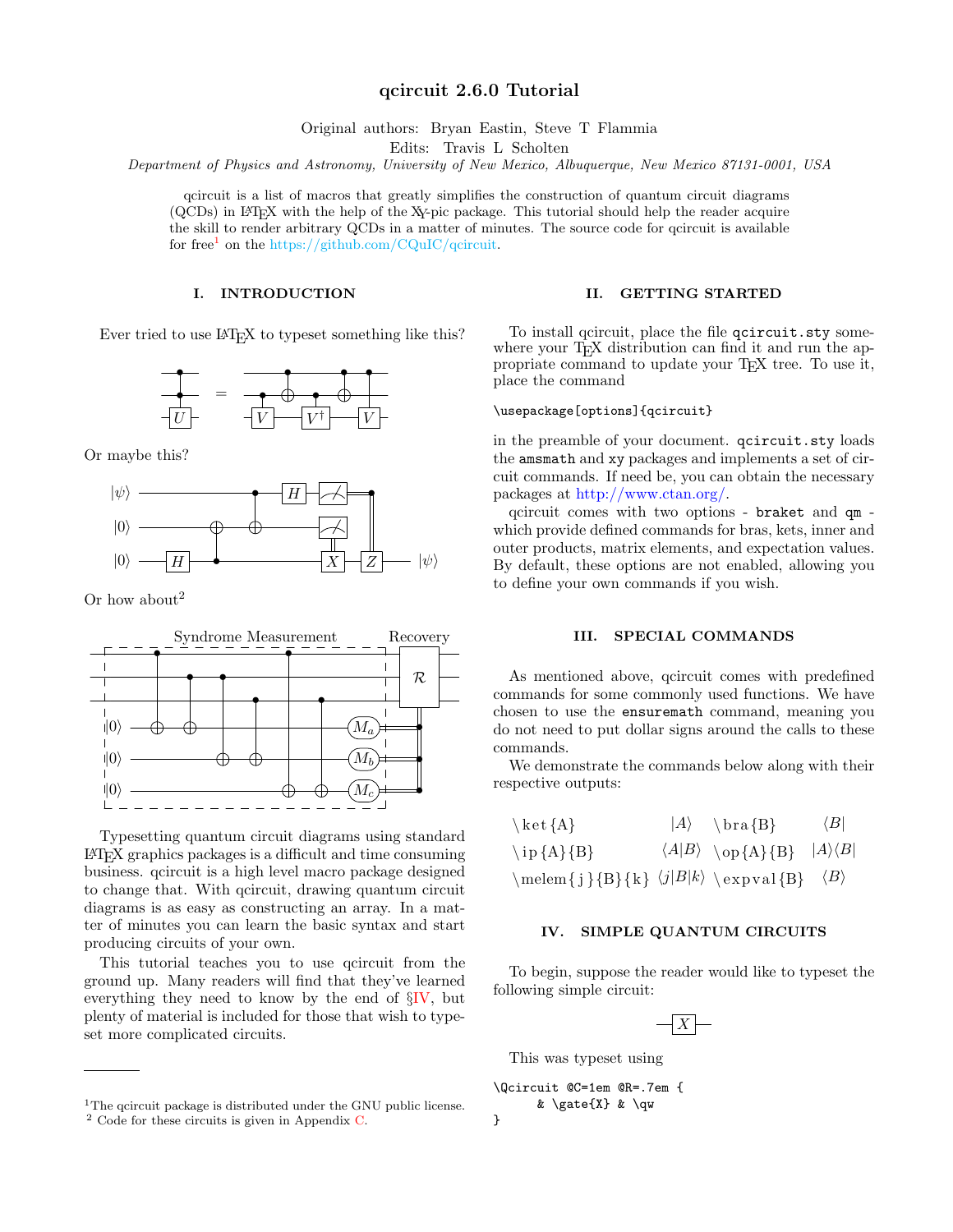# qcircuit 2.6.0 Tutorial

Original authors: Bryan Eastin, Steve T Flammia

Edits: Travis L Scholten

*Department of Physics and Astronomy, University of New Mexico, Albuquerque, New Mexico 87131-0001, USA*

qcircuit is a list of macros that greatly simplifies the construction of quantum circuit diagrams (QCDs) in LaTeX with the help of the XY-pic package. This tutorial should help the reader acquire the skill to render arbitrary QCDs in a matter of minutes. The source code for qcircuit is available for free[1] on the https://github.com/CQuIC/qcircuit.

## I. INTRODUCTION

Ever tried to use LaTeX to typeset something like this?

Or maybe this?

Or how about[2]

Syndrome Measurement Recovery

Typesetting quantum circuit diagrams using standard LaTeX graphics packages is a difficult and time consuming business. qcircuit is a high level macro package designed to change that. With qcircuit, drawing quantum circuit diagrams is as easy as constructing an array. In a matter of minutes you can learn the basic syntax and start producing circuits of your own.

This tutorial teaches you to use qcircuit from the ground up. Many readers will find that they've learned everything they need to know by the end of §IV, but plenty of material is included for those that wish to typeset more complicated circuits.

[1] The qcircuit package is distributed under the GNU public license.

[2] Code for these circuits is given in Appendix C.

## II. GETTING STARTED

To install qcircuit, place the file `qcircuit.sty` somewhere your TeX distribution can find it and run the appropriate command to update your TeX tree. To use it, place the command

```
\usepackage[options]{qcircuit}
```

in the preamble of your document. `qcircuit.sty` loads the `amsmath` and `xy` packages and implements a set of circuit commands. If need be, you can obtain the necessary packages at http://www.ctan.org/.

qcircuit comes with two options - `braket` and `qm` - which provide defined commands for bras, kets, inner and outer products, matrix elements, and expectation values. By default, these options are not enabled, allowing you to define your own commands if you wish.

## III. SPECIAL COMMANDS

As mentioned above, qcircuit comes with predefined commands for some commonly used functions. We have chosen to use the `ensuremath` command, meaning you do not need to put dollar signs around the calls to these commands.

We demonstrate the commands below along with their respective outputs:

| | | | |
|---|---|---|---|
| `\ket{A}` | $\|A\rangle$ | `\bra{B}` | $\langle B\|$ |
| `\ip{A}{B}` | $\langle A\|B\rangle$ | `\op{A}{B}` | $\|A\rangle\langle B\|$ |
| `\melem{j}{B}{k}` | $\langle j\|B\|k\rangle$ | `\expval{B}` | $\langle B\rangle$ |

## IV. SIMPLE QUANTUM CIRCUITS

To begin, suppose the reader would like to typeset the following simple circuit:

This was typeset using

```
\Qcircuit @C=1em @R=.7em {
    & \gate{X} & \qw
}
```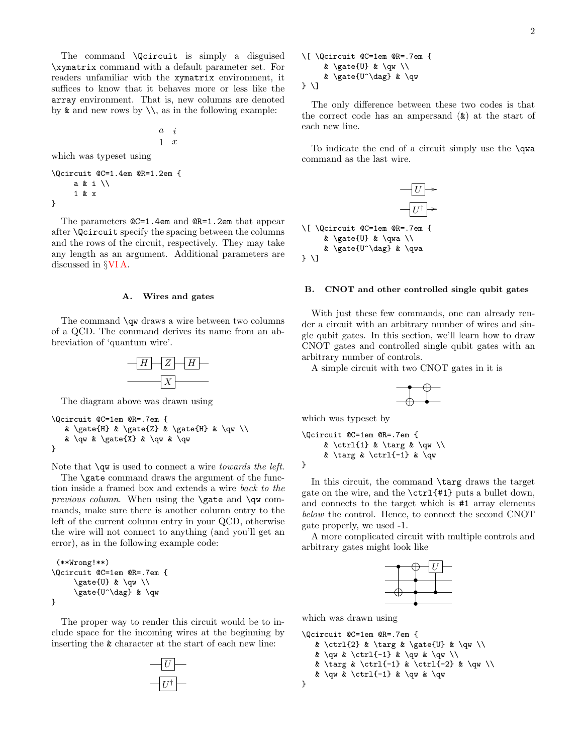The command `\Qcircuit` is simply a disguised `\xymatrix` command with a default parameter set. For readers unfamiliar with the `xymatrix` environment, it suffices to know that it behaves more or less like the `array` environment. That is, new columns are denoted by `&` and new rows by `\\`, as in the following example:

$$\begin{array}{cc} a & i \\ 1 & x \end{array}$$

which was typeset using

```
\Qcircuit @C=1.4em @R=1.2em {
     a & i \\
     1 & x
}
```

The parameters `@C=1.4em` and `@R=1.2em` that appear after `\Qcircuit` specify the spacing between the columns and the rows of the circuit, respectively. They may take any length as an argument. Additional parameters are discussed in §VI A.

### A. Wires and gates

The command `\qw` draws a wire between two columns of a QCD. The command derives its name from an abbreviation of 'quantum wire'.

The diagram above was drawn using

```
\Qcircuit @C=1em @R=.7em {
   & \gate{H} & \gate{Z} & \gate{H} & \qw \\
   & \qw & \gate{X} & \qw & \qw
}
```

Note that `\qw` is used to connect a wire *towards the left.*

The `\gate` command draws the argument of the function inside a framed box and extends a wire *back to the previous column.* When using the `\gate` and `\qw` commands, make sure there is another column entry to the left of the current column entry in your QCD, otherwise the wire will not connect to anything (and you'll get an error), as in the following example code:

```
 (**Wrong!**)
\Qcircuit @C=1em @R=.7em {
     \gate{U} & \qw \\
     \gate{U^\dag} & \qw
}
```

The proper way to render this circuit would be to include space for the incoming wires at the beginning by inserting the `&` character at the start of each new line:

```
\[ \Qcircuit @C=1em @R=.7em {
     & \gate{U} & \qw \\
     & \gate{U^\dag} & \qw
} \]
```

The only difference between these two codes is that the correct code has an ampersand (`&`) at the start of each new line.

To indicate the end of a circuit simply use the `\qwa` command as the last wire.

```
\[ \Qcircuit @C=1em @R=.7em {
     & \gate{U} & \qwa \\
     & \gate{U^\dag} & \qwa
} \]
```

### B. CNOT and other controlled single qubit gates

With just these few commands, one can already render a circuit with an arbitrary number of wires and single qubit gates. In this section, we'll learn how to draw CNOT gates and controlled single qubit gates with an arbitrary number of controls.

A simple circuit with two CNOT gates in it is

which was typeset by

```
\Qcircuit @C=1em @R=.7em {
     & \ctrl{1} & \targ & \qw \\
     & \targ & \ctrl{-1} & \qw
}
```

In this circuit, the command `\targ` draws the target gate on the wire, and the `\ctrl{#1}` puts a bullet down, and connects to the target which is `#1` array elements *below* the control. Hence, to connect the second CNOT gate properly, we used -1.

A more complicated circuit with multiple controls and arbitrary gates might look like

which was drawn using

```
\Qcircuit @C=1em @R=.7em {
   & \ctrl{2} & \targ & \gate{U} & \qw \\
   & \qw & \ctrl{-1} & \qw & \qw \\
   & \targ & \ctrl{-1} & \ctrl{-2} & \qw \\
   & \qw & \ctrl{-1} & \qw & \qw
}
```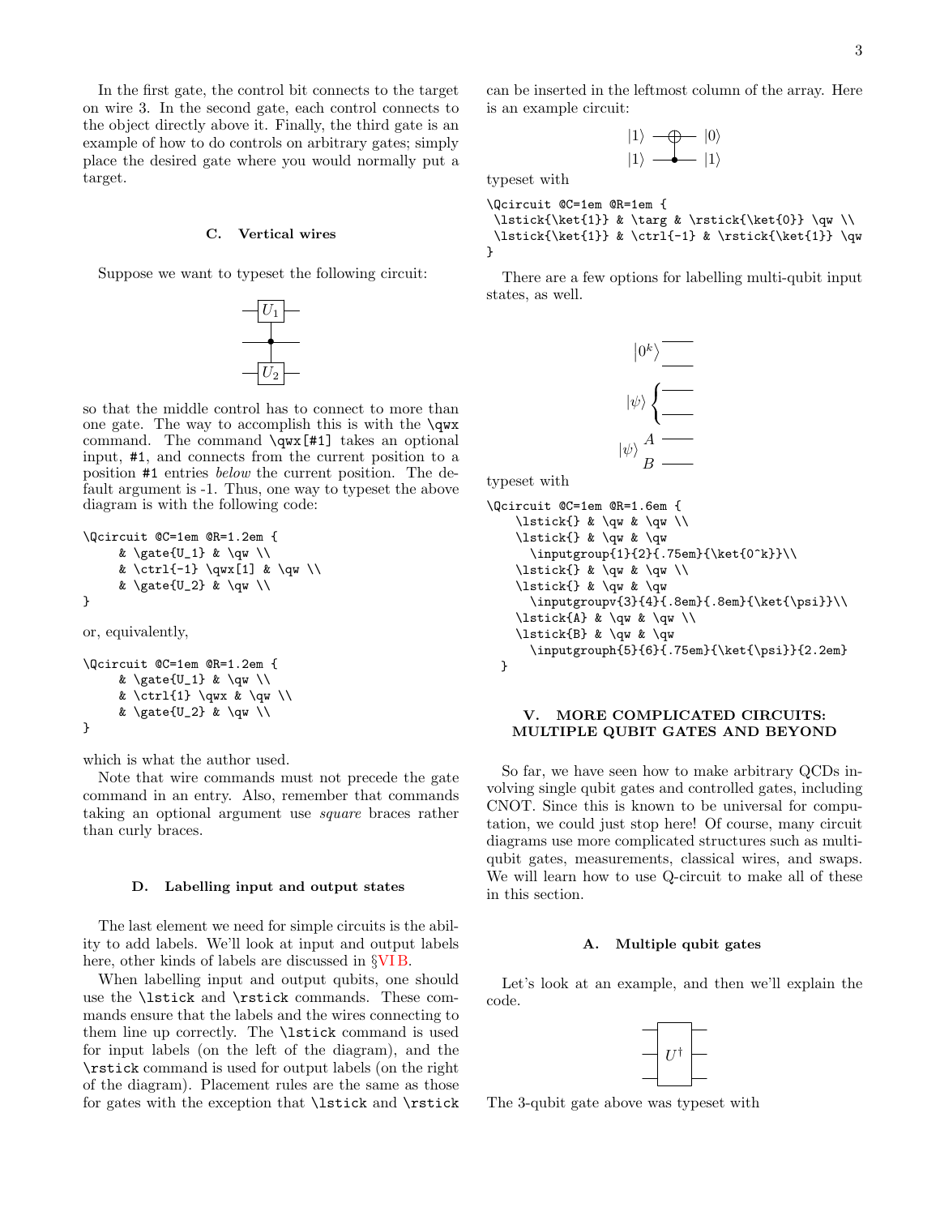In the first gate, the control bit connects to the target on wire 3. In the second gate, each control connects to the object directly above it. Finally, the third gate is an example of how to do controls on arbitrary gates; simply place the desired gate where you would normally put a target.

### C. Vertical wires

Suppose we want to typeset the following circuit:

so that the middle control has to connect to more than one gate. The way to accomplish this is with the \qwx command. The command \qwx[#1] takes an optional input, #1, and connects from the current position to a position #1 entries *below* the current position. The default argument is -1. Thus, one way to typeset the above diagram is with the following code:

```
\Qcircuit @C=1em @R=1.2em {
     & \gate{U_1} & \qw \\
     & \ctrl{-1} \qwx[1] & \qw \\
     & \gate{U_2} & \qw \\
}
```

or, equivalently,

```
\Qcircuit @C=1em @R=1.2em {
     & \gate{U_1} & \qw \\
     & \ctrl{1} \qwx & \qw \\
     & \gate{U_2} & \qw \\
}
```

which is what the author used.

Note that wire commands must not precede the gate command in an entry. Also, remember that commands taking an optional argument use *square* braces rather than curly braces.

### D. Labelling input and output states

The last element we need for simple circuits is the ability to add labels. We'll look at input and output labels here, other kinds of labels are discussed in §VI B.

When labelling input and output qubits, one should use the \lstick and \rstick commands. These commands ensure that the labels and the wires connecting to them line up correctly. The \lstick command is used for input labels (on the left of the diagram), and the \rstick command is used for output labels (on the right of the diagram). Placement rules are the same as those for gates with the exception that \lstick and \rstick can be inserted in the leftmost column of the array. Here is an example circuit:

typeset with

```
\Qcircuit @C=1em @R=1em {
 \lstick{\ket{1}} & \targ & \rstick{\ket{0}} \qw \\
 \lstick{\ket{1}} & \ctrl{-1} & \rstick{\ket{1}} \qw
}
```

There are a few options for labelling multi-qubit input states, as well.

typeset with

```
\Qcircuit @C=1em @R=1.6em {
    \lstick{} & \qw & \qw \\
    \lstick{} & \qw & \qw
      \inputgroup{1}{2}{.75em}{\ket{0^k}}\\
    \lstick{} & \qw & \qw \\
    \lstick{} & \qw & \qw
      \inputgroupv{3}{4}{.8em}{.8em}{\ket{\psi}}\\
    \lstick{A} & \qw & \qw \\
    \lstick{B} & \qw & \qw
      \inputgrouph{5}{6}{.75em}{\ket{\psi}}{2.2em}
  }
```

## V. MORE COMPLICATED CIRCUITS: MULTIPLE QUBIT GATES AND BEYOND

So far, we have seen how to make arbitrary QCDs involving single qubit gates and controlled gates, including CNOT. Since this is known to be universal for computation, we could just stop here! Of course, many circuit diagrams use more complicated structures such as multi-qubit gates, measurements, classical wires, and swaps. We will learn how to use Q-circuit to make all of these in this section.

### A. Multiple qubit gates

Let's look at an example, and then we'll explain the code.

The 3-qubit gate above was typeset with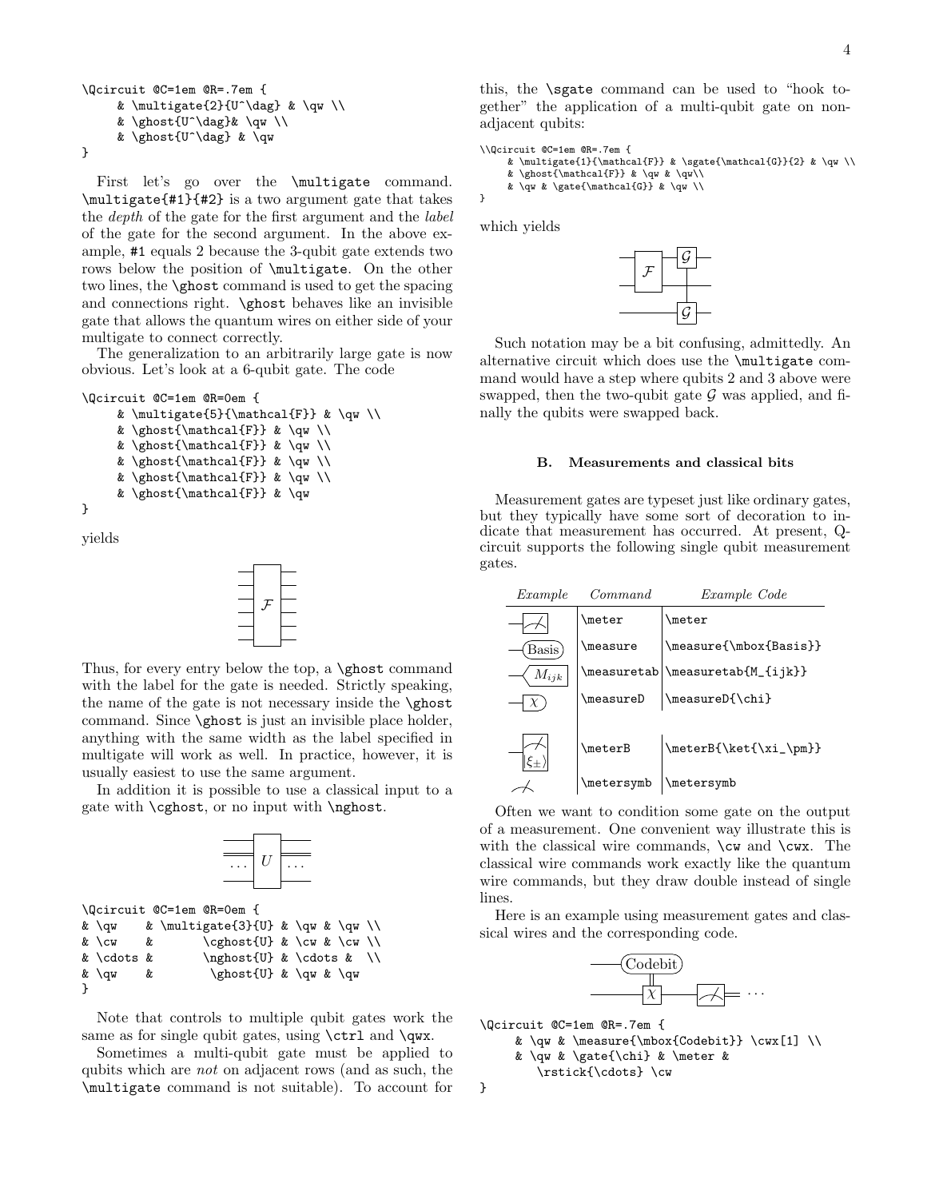```
\Qcircuit @C=1em @R=.7em {
     & \multigate{2}{U^\dag} & \qw \\
     & \ghost{U^\dag}& \qw \\
     & \ghost{U^\dag} & \qw
}
```

First let's go over the `\multigate` command. `\multigate{#1}{#2}` is a two argument gate that takes the *depth* of the gate for the first argument and the *label* of the gate for the second argument. In the above example, `#1` equals 2 because the 3-qubit gate extends two rows below the position of `\multigate`. On the other two lines, the `\ghost` command is used to get the spacing and connections right. `\ghost` behaves like an invisible gate that allows the quantum wires on either side of your multigate to connect correctly.

The generalization to an arbitrarily large gate is now obvious. Let's look at a 6-qubit gate. The code

```
\Qcircuit @C=1em @R=0em {
     & \multigate{5}{\mathcal{F}} & \qw \\
     & \ghost{\mathcal{F}} & \qw \\
     & \ghost{\mathcal{F}} & \qw \\
     & \ghost{\mathcal{F}} & \qw \\
     & \ghost{\mathcal{F}} & \qw \\
     & \ghost{\mathcal{F}} & \qw
}
```

yields

Thus, for every entry below the top, a `\ghost` command with the label for the gate is needed. Strictly speaking, the name of the gate is not necessary inside the `\ghost` command. Since `\ghost` is just an invisible place holder, anything with the same width as the label specified in multigate will work as well. In practice, however, it is usually easiest to use the same argument.

In addition it is possible to use a classical input to a gate with `\cghost`, or no input with `\nghost`.

```
\Qcircuit @C=1em @R=0em {
& \qw    & \multigate{3}{U} & \qw & \qw \\
& \cw    &        \cghost{U} & \cw & \cw \\
& \cdots &        \nghost{U} & \cdots &  \\
& \qw    &         \ghost{U} & \qw & \qw
}
```

Note that controls to multiple qubit gates work the same as for single qubit gates, using `\ctrl` and `\qwx`.

Sometimes a multi-qubit gate must be applied to qubits which are *not* on adjacent rows (and as such, the `\multigate` command is not suitable). To account for this, the `\sgate` command can be used to "hook together" the application of a multi-qubit gate on non-adjacent qubits:

```
\\Qcircuit @C=1em @R=.7em {
     & \multigate{1}{\mathcal{F}} & \sgate{\mathcal{G}}{2} & \qw \\
     & \ghost{\mathcal{F}} & \qw & \qw\\
     & \qw & \gate{\mathcal{G}} & \qw \\
}
```

which yields

Such notation may be a bit confusing, admittedly. An alternative circuit which does use the `\multigate` command would have a step where qubits 2 and 3 above were swapped, then the two-qubit gate $\mathcal{G}$ was applied, and finally the qubits were swapped back.

### B. Measurements and classical bits

Measurement gates are typeset just like ordinary gates, but they typically have some sort of decoration to indicate that measurement has occurred. At present, Q-circuit supports the following single qubit measurement gates.

| *Example* | *Command* | *Example Code* |
|---|---|---|
| | `\meter` | `\meter` |
| | `\measure` | `\measure{\mbox{Basis}}` |
| | `\measuretab` | `\measuretab{M_{ijk}}` |
| | `\measureD` | `\measureD{\chi}` |
| | `\meterB` | `\meterB{\ket{\xi_\pm}}` |
| | `\metersymb` | `\metersymb` |

Often we want to condition some gate on the output of a measurement. One convenient way illustrate this is with the classical wire commands, `\cw` and `\cwx`. The classical wire commands work exactly like the quantum wire commands, but they draw double instead of single lines.

Here is an example using measurement gates and classical wires and the corresponding code.

```
\Qcircuit @C=1em @R=.7em {
     & \qw & \measure{\mbox{Codebit}} \cwx[1] \\
     & \qw & \gate{\chi} & \meter &
         \rstick{\cdots} \cw
}
```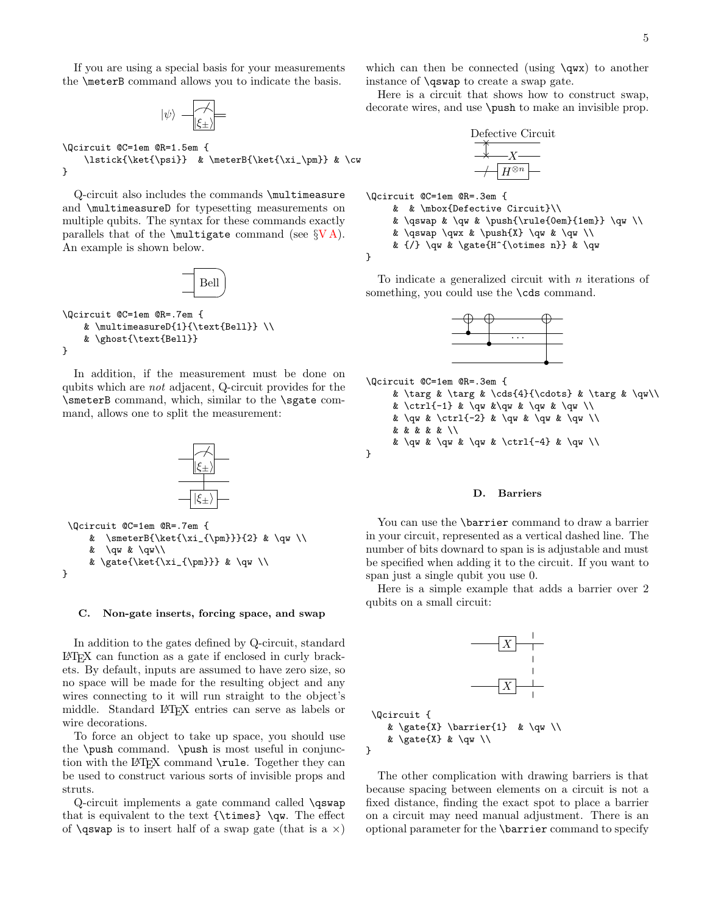If you are using a special basis for your measurements the \meterB command allows you to indicate the basis.

```
\Qcircuit @C=1em @R=1.5em {
    \lstick{\ket{\psi}}  & \meterB{\ket{\xi_\pm}} & \cw
}
```

Q-circuit also includes the commands \multimeasure and \multimeasureD for typesetting measurements on multiple qubits. The syntax for these commands exactly parallels that of the \multigate command (see §V A). An example is shown below.

```
\Qcircuit @C=1em @R=.7em {
    & \multimeasureD{1}{\text{Bell}} \\
    & \ghost{\text{Bell}}
}
```

In addition, if the measurement must be done on qubits which are *not* adjacent, Q-circuit provides for the \smeterB command, which, similar to the \sgate command, allows one to split the measurement:

```
\Qcircuit @C=1em @R=.7em {
    &  \smeterB{\ket{\xi_{\pm}}}{2} & \qw \\
    &  \qw & \qw\\
    & \gate{\ket{\xi_{\pm}}} & \qw \\
}
```

### C. Non-gate inserts, forcing space, and swap

In addition to the gates defined by Q-circuit, standard LaTeX can function as a gate if enclosed in curly brackets. By default, inputs are assumed to have zero size, so no space will be made for the resulting object and any wires connecting to it will run straight to the object's middle. Standard LaTeX entries can serve as labels or wire decorations.

To force an object to take up space, you should use the \push command. \push is most useful in conjunction with the LaTeX command \rule. Together they can be used to construct various sorts of invisible props and struts.

Q-circuit implements a gate command called \qswap that is equivalent to the text {\times} \qw. The effect of \qswap is to insert half of a swap gate (that is a $\times$) which can then be connected (using \qwx) to another instance of \qswap to create a swap gate.

Here is a circuit that shows how to construct swap, decorate wires, and use \push to make an invisible prop.

```
\Qcircuit @C=1em @R=.3em {
     &  & \mbox{Defective Circuit}\\
     & \qswap & \qw & \push{\rule{0em}{1em}} \qw \\
     & \qswap \qwx & \push{X} \qw & \qw \\
     & {/} \qw & \gate{H^{\otimes n}} & \qw
}
```

To indicate a generalized circuit with $n$ iterations of something, you could use the \cds command.

```
\Qcircuit @C=1em @R=.3em {
     & \targ & \targ & \cds{4}{\cdots} & \targ & \qw\\
     & \ctrl{-1} & \qw &\qw & \qw & \qw \\
     & \qw & \ctrl{-2} & \qw & \qw & \qw \\
     & & & & & \\
     & \qw & \qw & \qw & \ctrl{-4} & \qw \\
}
```

### D. Barriers

You can use the \barrier command to draw a barrier in your circuit, represented as a vertical dashed line. The number of bits downard to span is is adjustable and must be specified when adding it to the circuit. If you want to span just a single qubit you use 0.

Here is a simple example that adds a barrier over 2 qubits on a small circuit:

```
\Qcircuit {
   & \gate{X} \barrier{1}  & \qw \\
   & \gate{X} & \qw \\
}
```

The other complication with drawing barriers is that because spacing between elements on a circuit is not a fixed distance, finding the exact spot to place a barrier on a circuit may need manual adjustment. There is an optional parameter for the \barrier command to specify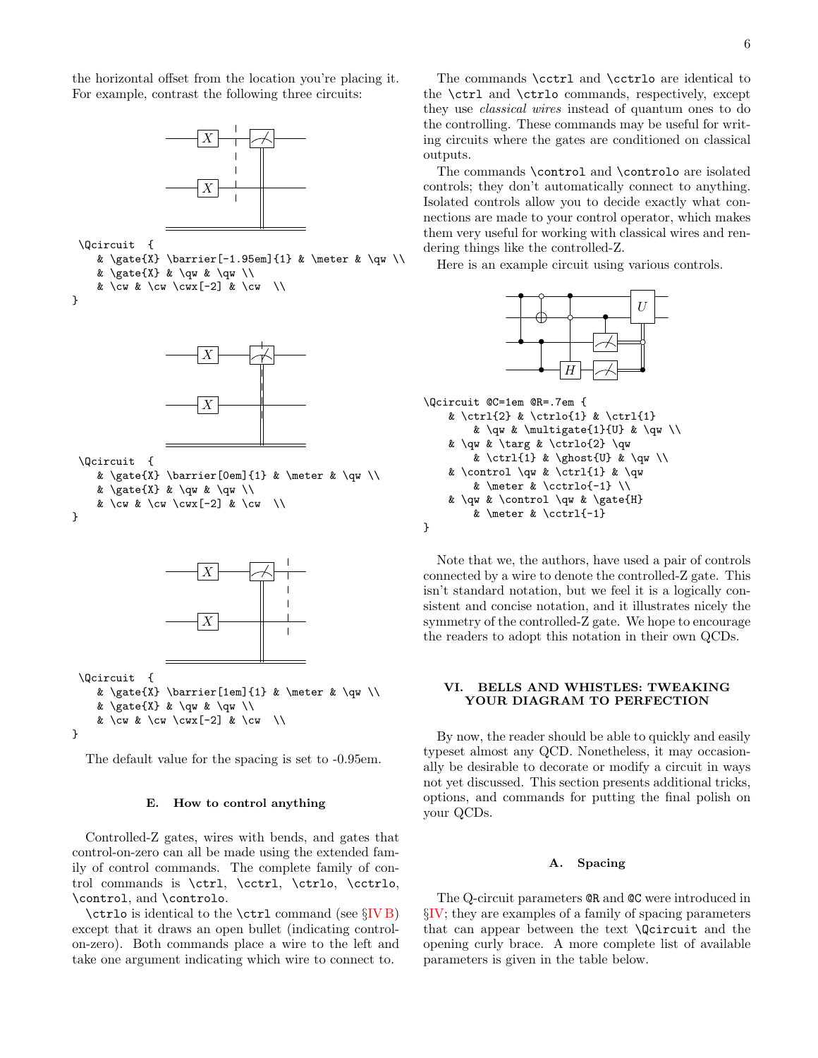the horizontal offset from the location you're placing it. For example, contrast the following three circuits:

```
\Qcircuit  {
   & \gate{X} \barrier[-1.95em]{1} & \meter & \qw \\
   & \gate{X} & \qw & \qw \\
   & \cw & \cw \cwx[-2] & \cw  \\
}
```

```
\Qcircuit  {
   & \gate{X} \barrier[0em]{1} & \meter & \qw \\
   & \gate{X} & \qw & \qw \\
   & \cw & \cw \cwx[-2] & \cw  \\
}
```

```
\Qcircuit  {
   & \gate{X} \barrier[1em]{1} & \meter & \qw \\
   & \gate{X} & \qw & \qw \\
   & \cw & \cw \cwx[-2] & \cw  \\
}
```

The default value for the spacing is set to -0.95em.

### E. How to control anything

Controlled-Z gates, wires with bends, and gates that control-on-zero can all be made using the extended family of control commands. The complete family of control commands is `\ctrl`, `\cctrl`, `\ctrlo`, `\cctrlo`, `\control`, and `\controlo`.

`\ctrlo` is identical to the `\ctrl` command (see §IV B) except that it draws an open bullet (indicating control-on-zero). Both commands place a wire to the left and take one argument indicating which wire to connect to.

The commands `\cctrl` and `\cctrlo` are identical to the `\ctrl` and `\ctrlo` commands, respectively, except they use *classical wires* instead of quantum ones to do the controlling. These commands may be useful for writing circuits where the gates are conditioned on classical outputs.

The commands `\control` and `\controlo` are isolated controls; they don't automatically connect to anything. Isolated controls allow you to decide exactly what connections are made to your control operator, which makes them very useful for working with classical wires and rendering things like the controlled-Z.

Here is an example circuit using various controls.

```
\Qcircuit @C=1em @R=.7em {
    & \ctrl{2} & \ctrlo{1} & \ctrl{1}
        & \qw & \multigate{1}{U} & \qw \\
    & \qw & \targ & \ctrlo{2} \qw
        & \ctrl{1} & \ghost{U} & \qw \\
    & \control \qw & \ctrl{1} & \qw
        & \meter & \cctrlo{-1} \\
    & \qw & \control \qw & \gate{H}
        & \meter & \cctrl{-1}
}
```

Note that we, the authors, have used a pair of controls connected by a wire to denote the controlled-Z gate. This isn't standard notation, but we feel it is a logically consistent and concise notation, and it illustrates nicely the symmetry of the controlled-Z gate. We hope to encourage the readers to adopt this notation in their own QCDs.

## VI. BELLS AND WHISTLES: TWEAKING YOUR DIAGRAM TO PERFECTION

By now, the reader should be able to quickly and easily typeset almost any QCD. Nonetheless, it may occasionally be desirable to decorate or modify a circuit in ways not yet discussed. This section presents additional tricks, options, and commands for putting the final polish on your QCDs.

### A. Spacing

The Q-circuit parameters `@R` and `@C` were introduced in §IV; they are examples of a family of spacing parameters that can appear between the text `\Qcircuit` and the opening curly brace. A more complete list of available parameters is given in the table below.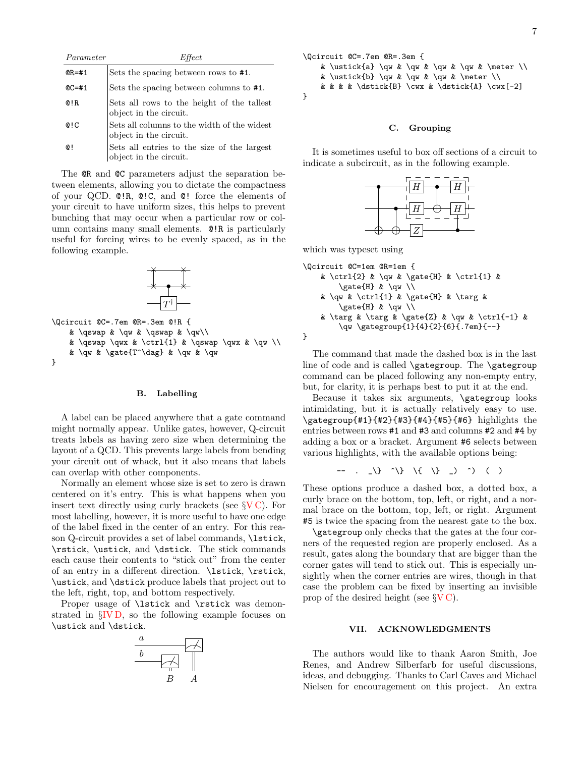| *Parameter* | *Effect* |
| --- | --- |
| `@R=#1` | Sets the spacing between rows to `#1`. |
| `@C=#1` | Sets the spacing between columns to `#1`. |
| `@!R` | Sets all rows to the height of the tallest object in the circuit. |
| `@!C` | Sets all columns to the width of the widest object in the circuit. |
| `@!` | Sets all entries to the size of the largest object in the circuit. |

The `@R` and `@C` parameters adjust the separation between elements, allowing you to dictate the compactness of your QCD. `@!R`, `@!C`, and `@!` force the elements of your circuit to have uniform sizes, this helps to prevent bunching that may occur when a particular row or column contains many small elements. `@!R` is particularly useful for forcing wires to be evenly spaced, as in the following example.

```
\Qcircuit @C=.7em @R=.3em @!R {
    & \qswap & \qw & \qswap & \qw\\
    & \qswap \qwx & \ctrl{1} & \qswap \qwx & \qw \\
    & \qw & \gate{T^\dag} & \qw & \qw
}
```

### B. Labelling

A label can be placed anywhere that a gate command might normally appear. Unlike gates, however, Q-circuit treats labels as having zero size when determining the layout of a QCD. This prevents large labels from bending your circuit out of whack, but it also means that labels can overlap with other components.

Normally an element whose size is set to zero is drawn centered on it's entry. This is what happens when you insert text directly using curly brackets (see §V C). For most labelling, however, it is more useful to have one edge of the label fixed in the center of an entry. For this reason Q-circuit provides a set of label commands, `\lstick`, `\rstick`, `\ustick`, and `\dstick`. The stick commands each cause their contents to "stick out" from the center of an entry in a different direction. `\lstick`, `\rstick`, `\ustick`, and `\dstick` produce labels that project out to the left, right, top, and bottom respectively.

Proper usage of `\lstick` and `\rstick` was demonstrated in §IV D, so the following example focuses on `\ustick` and `\dstick`.

```
\Qcircuit @C=.7em @R=.3em {
    & \ustick{a} \qw & \qw & \qw & \qw & \meter \\
    & \ustick{b} \qw & \qw & \qw & \meter \\
    & & & & \dstick{B} \cwx & \dstick{A} \cwx[-2]
}
```

### C. Grouping

It is sometimes useful to box off sections of a circuit to indicate a subcircuit, as in the following example.

which was typeset using

```
\Qcircuit @C=1em @R=1em {
    & \ctrl{2} & \qw & \gate{H} & \ctrl{1} &
        \gate{H} & \qw \\
    & \qw & \ctrl{1} & \gate{H} & \targ &
        \gate{H} & \qw \\
    & \targ & \targ & \gate{Z} & \qw & \ctrl{-1} &
        \qw \gategroup{1}{4}{2}{6}{.7em}{--}
}
```

The command that made the dashed box is in the last line of code and is called `\gategroup`. The `\gategroup` command can be placed following any non-empty entry, but, for clarity, it is perhaps best to put it at the end.

Because it takes six arguments, `\gategroup` looks intimidating, but it is actually relatively easy to use. `\gategroup{#1}{#2}{#3}{#4}{#5}{#6}` highlights the entries between rows `#1` and `#3` and columns `#2` and `#4` by adding a box or a bracket. Argument `#6` selects between various highlights, with the available options being:

`--   .   _\}   ^\}   \{   \}   _)   ^)   (   )`

These options produce a dashed box, a dotted box, a curly brace on the bottom, top, left, or right, and a normal brace on the bottom, top, left, or right. Argument `#5` is twice the spacing from the nearest gate to the box.

`\gategroup` only checks that the gates at the four corners of the requested region are properly enclosed. As a result, gates along the boundary that are bigger than the corner gates will tend to stick out. This is especially unsightly when the corner entries are wires, though in that case the problem can be fixed by inserting an invisible prop of the desired height (see §V C).

## VII. ACKNOWLEDGMENTS

The authors would like to thank Aaron Smith, Joe Renes, and Andrew Silberfarb for useful discussions, ideas, and debugging. Thanks to Carl Caves and Michael Nielsen for encouragement on this project. An extra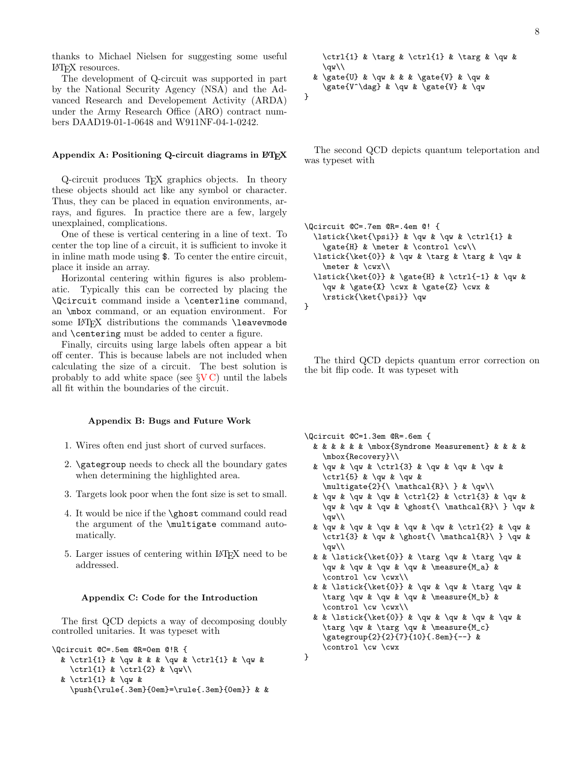thanks to Michael Nielsen for suggesting some useful LaTeX resources.

The development of Q-circuit was supported in part by the National Security Agency (NSA) and the Advanced Research and Developement Activity (ARDA) under the Army Research Office (ARO) contract numbers DAAD19-01-1-0648 and W911NF-04-1-0242.

### Appendix A: Positioning Q-circuit diagrams in LaTeX

Q-circuit produces TeX graphics objects. In theory these objects should act like any symbol or character. Thus, they can be placed in equation environments, arrays, and figures. In practice there are a few, largely unexplained, complications.

One of these is vertical centering in a line of text. To center the top line of a circuit, it is sufficient to invoke it in inline math mode using `$`. To center the entire circuit, place it inside an array.

Horizontal centering within figures is also problematic. Typically this can be corrected by placing the `\Qcircuit` command inside a `\centerline` command, an `\mbox` command, or an equation environment. For some LaTeX distributions the commands `\leavevmode` and `\centering` must be added to center a figure.

Finally, circuits using large labels often appear a bit off center. This is because labels are not included when calculating the size of a circuit. The best solution is probably to add white space (see §V C) until the labels all fit within the boundaries of the circuit.

### Appendix B: Bugs and Future Work

1. Wires often end just short of curved surfaces.
2. `\gategroup` needs to check all the boundary gates when determining the highlighted area.
3. Targets look poor when the font size is set to small.
4. It would be nice if the `\ghost` command could read the argument of the `\multigate` command automatically.
5. Larger issues of centering within LaTeX need to be addressed.

### Appendix C: Code for the Introduction

The first QCD depicts a way of decomposing doubly controlled unitaries. It was typeset with

```
\Qcircuit @C=.5em @R=0em @!R {
  & \ctrl{1} & \qw & & & \qw & \ctrl{1} & \qw &
    \ctrl{1} & \ctrl{2} & \qw\\
  & \ctrl{1} & \qw &
    \push{\rule{.3em}{0em}=\rule{.3em}{0em}} & &
    \ctrl{1} & \targ & \ctrl{1} & \targ & \qw &
    \qw\\
  & \gate{U} & \qw & & & \gate{V} & \qw &
    \gate{V^\dag} & \qw & \gate{V} & \qw
}
```

The second QCD depicts quantum teleportation and was typeset with

```
\Qcircuit @C=.7em @R=.4em @! {
  \lstick{\ket{\psi}} & \qw & \qw & \ctrl{1} &
    \gate{H} & \meter & \control \cw\\
  \lstick{\ket{0}} & \qw & \targ & \targ & \qw &
    \meter & \cwx\\
  \lstick{\ket{0}} & \gate{H} & \ctrl{-1} & \qw &
    \qw & \gate{X} \cwx & \gate{Z} \cwx &
    \rstick{\ket{\psi}} \qw
}
```

The third QCD depicts quantum error correction on the bit flip code. It was typeset with

```
\Qcircuit @C=1.3em @R=.6em {
  & & & & & & \mbox{Syndrome Measurement} & & & &
    \mbox{Recovery}\\
  & \qw & \qw & \ctrl{3} & \qw & \qw & \qw &
    \ctrl{5} & \qw & \qw &
    \multigate{2}{\ \mathcal{R}\ } & \qw\\
  & \qw & \qw & \qw & \ctrl{2} & \ctrl{3} & \qw &
    \qw & \qw & \qw & \ghost{\ \mathcal{R}\ } \qw &
    \qw\\
  & \qw & \qw & \qw & \qw & \qw & \ctrl{2} & \qw &
    \ctrl{3} & \qw & \ghost{\ \mathcal{R}\ } \qw &
    \qw\\
  & & \lstick{\ket{0}} & \targ \qw & \targ \qw &
    \qw & \qw & \qw & \qw & \measure{M_a} &
    \control \cw \cwx\\
  & & \lstick{\ket{0}} & \qw & \qw & \targ \qw &
    \targ \qw & \qw & \qw & \measure{M_b} &
    \control \cw \cwx\\
  & & \lstick{\ket{0}} & \qw & \qw & \qw & \qw &
    \targ \qw & \targ \qw & \measure{M_c}
    \gategroup{2}{2}{7}{10}{.8em}{--} &
    \control \cw \cwx
}
```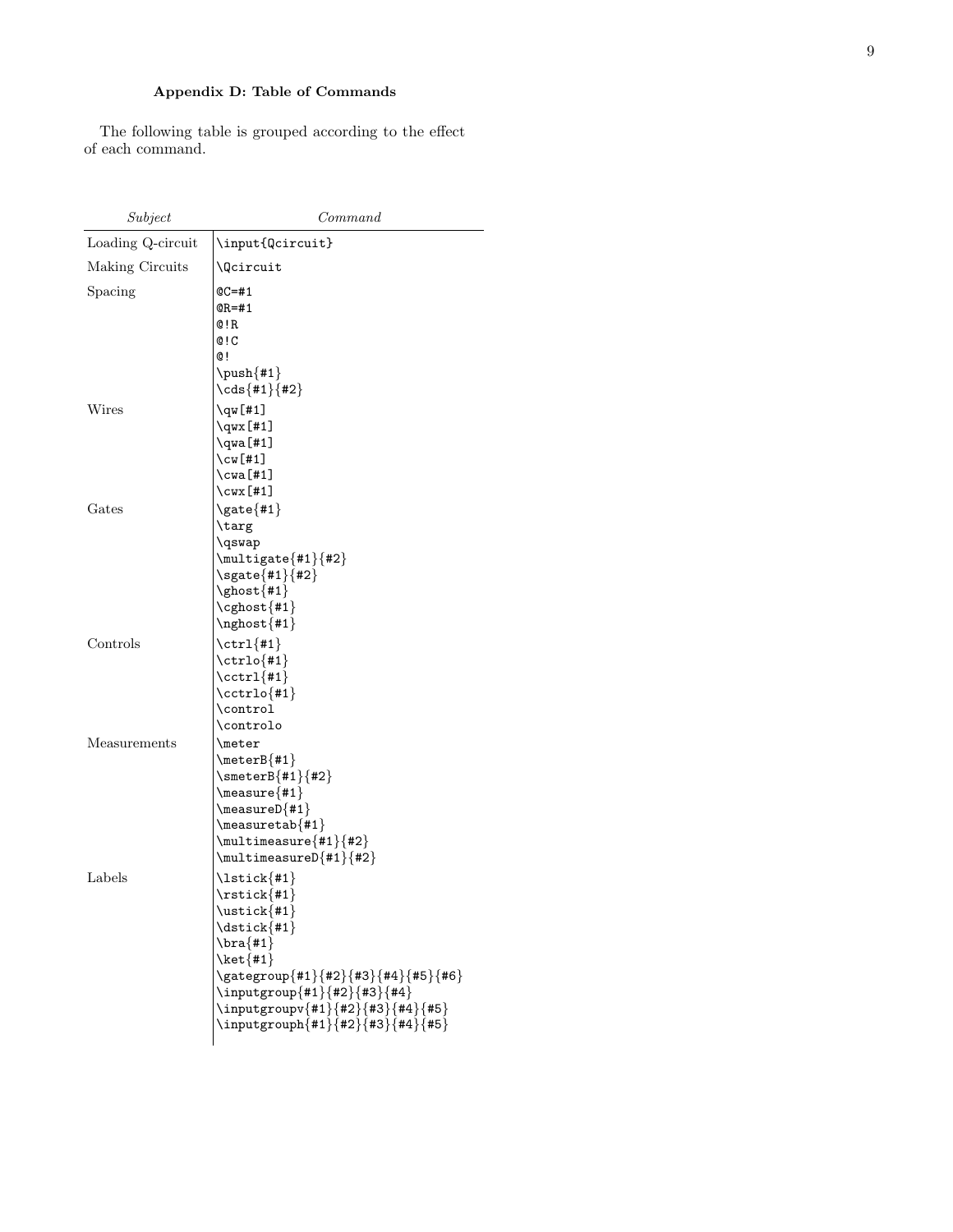### Appendix D: Table of Commands

The following table is grouped according to the effect of each command.

| *Subject* | *Command* |
|---|---|
| Loading Q-circuit | `\input{Qcircuit}` |
| Making Circuits | `\Qcircuit` |
| Spacing | `@C=#1`<br>`@R=#1`<br>`@!R`<br>`@!C`<br>`@!`<br>`\push{#1}`<br>`\cds{#1}{#2}` |
| Wires | `\qw[#1]`<br>`\qwx[#1]`<br>`\qwa[#1]`<br>`\cw[#1]`<br>`\cwa[#1]`<br>`\cwx[#1]` |
| Gates | `\gate{#1}`<br>`\targ`<br>`\qswap`<br>`\multigate{#1}{#2}`<br>`\sgate{#1}{#2}`<br>`\ghost{#1}`<br>`\cghost{#1}`<br>`\nghost{#1}` |
| Controls | `\ctrl{#1}`<br>`\ctrlo{#1}`<br>`\cctrl{#1}`<br>`\cctrlo{#1}`<br>`\control`<br>`\controlo` |
| Measurements | `\meter`<br>`\meterB{#1}`<br>`\smeterB{#1}{#2}`<br>`\measure{#1}`<br>`\measureD{#1}`<br>`\measuretab{#1}`<br>`\multimeasure{#1}{#2}`<br>`\multimeasureD{#1}{#2}` |
| Labels | `\lstick{#1}`<br>`\rstick{#1}`<br>`\ustick{#1}`<br>`\dstick{#1}`<br>`\bra{#1}`<br>`\ket{#1}`<br>`\gategroup{#1}{#2}{#3}{#4}{#5}{#6}`<br>`\inputgroup{#1}{#2}{#3}{#4}`<br>`\inputgroupv{#1}{#2}{#3}{#4}{#5}`<br>`\inputgrouph{#1}{#2}{#3}{#4}{#5}` |